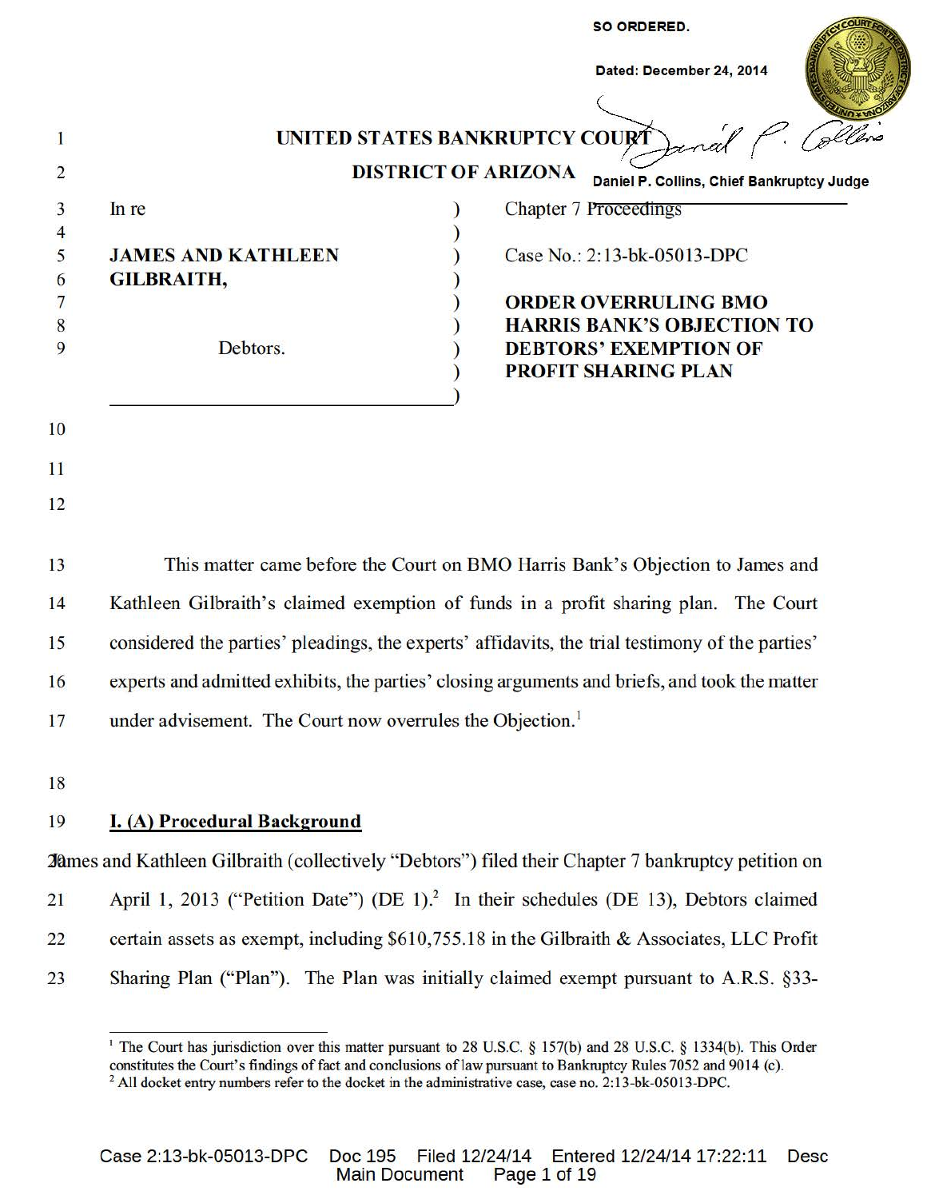SO ORDERED.

Dated: December 24, 2014

Daniel P. Collins, Chief Bankruptcy Judge

# UNITED STATES BANKRUPTCY COURT

## DISTRICT OF ARIZONA

In re

**JAMES AND KATHLEEN GILBRAITH,**

Debtors.

Chapter 7 Proceedings

Case No.: 2:13-bk-05013-DPC

**ORDER OVERRULING BMO HARRIS BANK'S OBJECTION TO DEBTORS' EXEMPTION OF PROFIT SHARING PLAN**

This matter came before the Court on BMO Harris Bank's Objection to James and Kathleen Gilbraith's claimed exemption of funds in a profit sharing plan. The Court considered the parties' pleadings, the experts' affidavits, the trial testimony of the parties' experts and admitted exhibits, the parties' closing arguments and briefs, and took the matter under advisement. The Court now overrules the Objection.[1]

## I. (A) Procedural Background

James and Kathleen Gilbraith (collectively "Debtors") filed their Chapter 7 bankruptcy petition on April 1, 2013 ("Petition Date") (DE 1).[2] In their schedules (DE 13), Debtors claimed certain assets as exempt, including $610,755.18 in the Gilbraith & Associates, LLC Profit Sharing Plan ("Plan"). The Plan was initially claimed exempt pursuant to A.R.S. §33-

---

[1] The Court has jurisdiction over this matter pursuant to 28 U.S.C. § 157(b) and 28 U.S.C. § 1334(b). This Order constitutes the Court's findings of fact and conclusions of law pursuant to Bankruptcy Rules 7052 and 9014 (c).

[2] All docket entry numbers refer to the docket in the administrative case, case no. 2:13-bk-05013-DPC.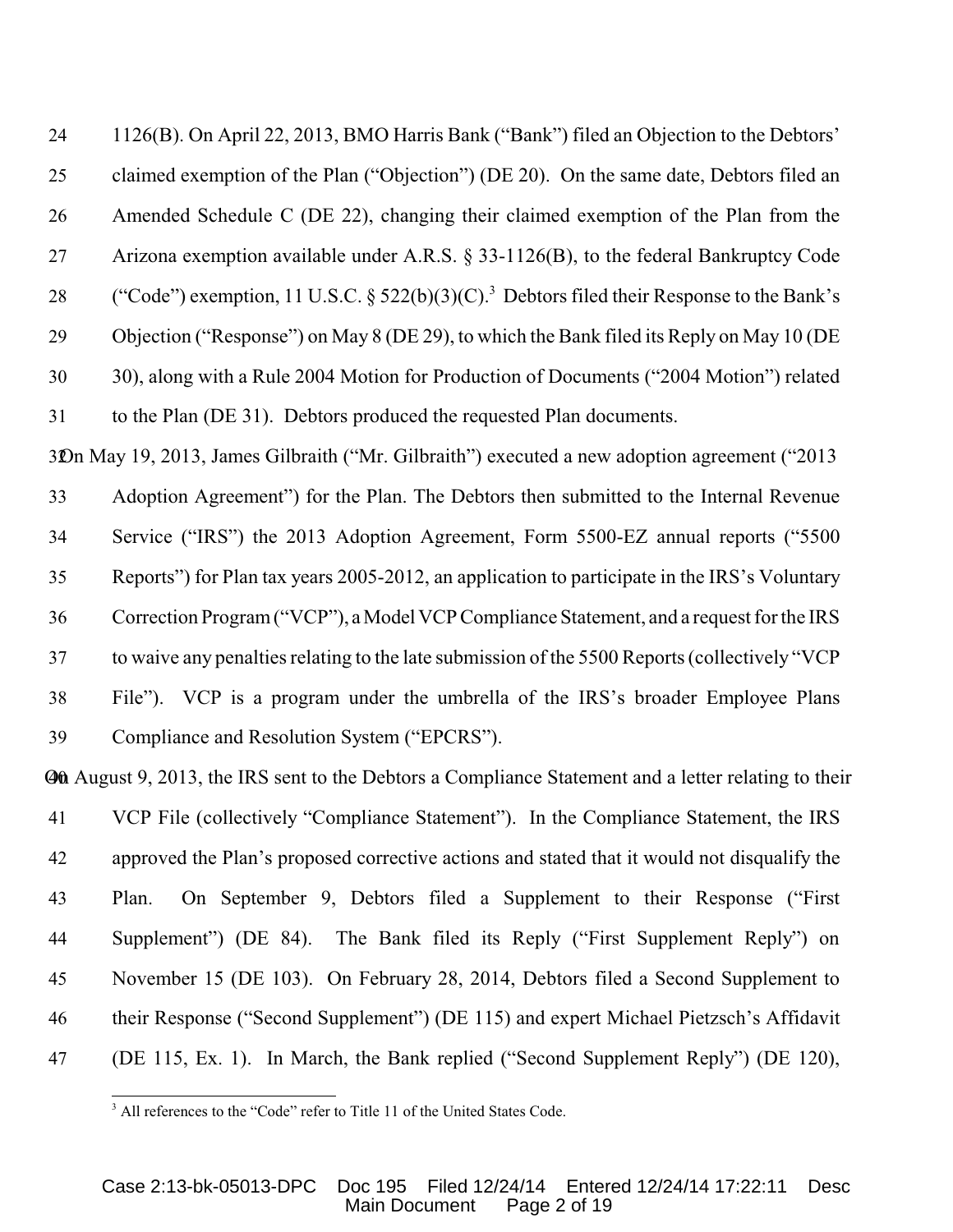1126(B). On April 22, 2013, BMO Harris Bank ("Bank") filed an Objection to the Debtors' claimed exemption of the Plan ("Objection") (DE 20). On the same date, Debtors filed an Amended Schedule C (DE 22), changing their claimed exemption of the Plan from the Arizona exemption available under A.R.S. § 33-1126(B), to the federal Bankruptcy Code ("Code") exemption, 11 U.S.C. § 522(b)(3)(C).[3] Debtors filed their Response to the Bank's Objection ("Response") on May 8 (DE 29), to which the Bank filed its Reply on May 10 (DE 30), along with a Rule 2004 Motion for Production of Documents ("2004 Motion") related to the Plan (DE 31). Debtors produced the requested Plan documents.

On May 19, 2013, James Gilbraith ("Mr. Gilbraith") executed a new adoption agreement ("2013 Adoption Agreement") for the Plan. The Debtors then submitted to the Internal Revenue Service ("IRS") the 2013 Adoption Agreement, Form 5500-EZ annual reports ("5500 Reports") for Plan tax years 2005-2012, an application to participate in the IRS's Voluntary Correction Program ("VCP"), a Model VCP Compliance Statement, and a request for the IRS to waive any penalties relating to the late submission of the 5500 Reports (collectively "VCP File"). VCP is a program under the umbrella of the IRS's broader Employee Plans Compliance and Resolution System ("EPCRS").

On August 9, 2013, the IRS sent to the Debtors a Compliance Statement and a letter relating to their VCP File (collectively "Compliance Statement"). In the Compliance Statement, the IRS approved the Plan's proposed corrective actions and stated that it would not disqualify the Plan. On September 9, Debtors filed a Supplement to their Response ("First Supplement") (DE 84). The Bank filed its Reply ("First Supplement Reply") on November 15 (DE 103). On February 28, 2014, Debtors filed a Second Supplement to their Response ("Second Supplement") (DE 115) and expert Michael Pietzsch's Affidavit (DE 115, Ex. 1). In March, the Bank replied ("Second Supplement Reply") (DE 120),

[3] All references to the "Code" refer to Title 11 of the United States Code.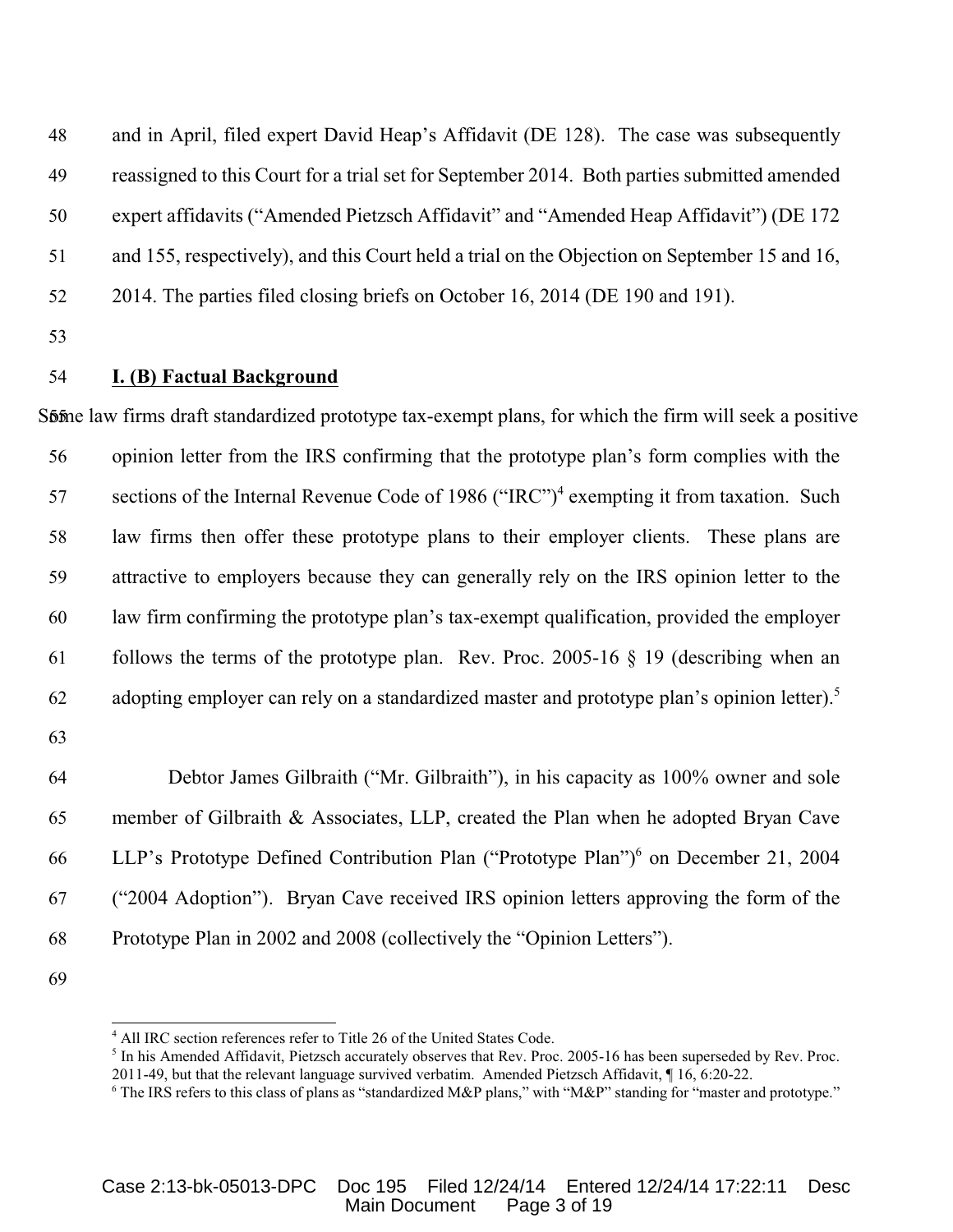and in April, filed expert David Heap's Affidavit (DE 128). The case was subsequently reassigned to this Court for a trial set for September 2014. Both parties submitted amended expert affidavits ("Amended Pietzsch Affidavit" and "Amended Heap Affidavit") (DE 172 and 155, respectively), and this Court held a trial on the Objection on September 15 and 16, 2014. The parties filed closing briefs on October 16, 2014 (DE 190 and 191).

## I. (B) Factual Background

Some law firms draft standardized prototype tax-exempt plans, for which the firm will seek a positive opinion letter from the IRS confirming that the prototype plan's form complies with the sections of the Internal Revenue Code of 1986 ("IRC")[4] exempting it from taxation. Such law firms then offer these prototype plans to their employer clients. These plans are attractive to employers because they can generally rely on the IRS opinion letter to the law firm confirming the prototype plan's tax-exempt qualification, provided the employer follows the terms of the prototype plan. Rev. Proc. 2005-16 § 19 (describing when an adopting employer can rely on a standardized master and prototype plan's opinion letter).[5]

Debtor James Gilbraith ("Mr. Gilbraith"), in his capacity as 100% owner and sole member of Gilbraith & Associates, LLP, created the Plan when he adopted Bryan Cave LLP's Prototype Defined Contribution Plan ("Prototype Plan")[6] on December 21, 2004 ("2004 Adoption"). Bryan Cave received IRS opinion letters approving the form of the Prototype Plan in 2002 and 2008 (collectively the "Opinion Letters").

---

[4] All IRC section references refer to Title 26 of the United States Code.

[5] In his Amended Affidavit, Pietzsch accurately observes that Rev. Proc. 2005-16 has been superseded by Rev. Proc. 2011-49, but that the relevant language survived verbatim. Amended Pietzsch Affidavit, ¶ 16, 6:20-22.

[6] The IRS refers to this class of plans as "standardized M&P plans," with "M&P" standing for "master and prototype."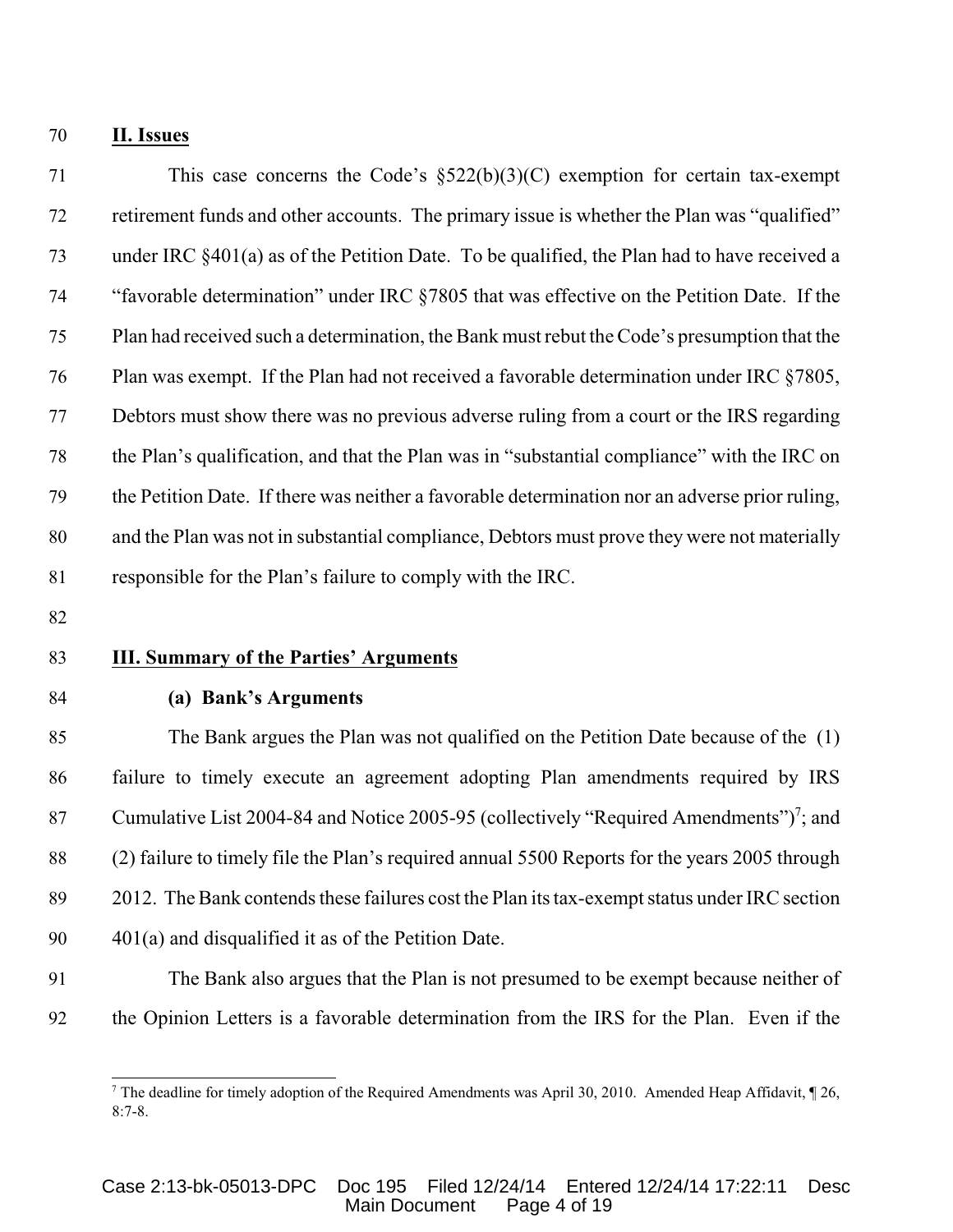## II. Issues

This case concerns the Code's §522(b)(3)(C) exemption for certain tax-exempt retirement funds and other accounts. The primary issue is whether the Plan was "qualified" under IRC §401(a) as of the Petition Date. To be qualified, the Plan had to have received a "favorable determination" under IRC §7805 that was effective on the Petition Date. If the Plan had received such a determination, the Bank must rebut the Code's presumption that the Plan was exempt. If the Plan had not received a favorable determination under IRC §7805, Debtors must show there was no previous adverse ruling from a court or the IRS regarding the Plan's qualification, and that the Plan was in "substantial compliance" with the IRC on the Petition Date. If there was neither a favorable determination nor an adverse prior ruling, and the Plan was not in substantial compliance, Debtors must prove they were not materially responsible for the Plan's failure to comply with the IRC.

## III. Summary of the Parties' Arguments

### (a) Bank's Arguments

The Bank argues the Plan was not qualified on the Petition Date because of the (1) failure to timely execute an agreement adopting Plan amendments required by IRS Cumulative List 2004-84 and Notice 2005-95 (collectively "Required Amendments")[7]; and (2) failure to timely file the Plan's required annual 5500 Reports for the years 2005 through 2012. The Bank contends these failures cost the Plan its tax-exempt status under IRC section 401(a) and disqualified it as of the Petition Date.

The Bank also argues that the Plan is not presumed to be exempt because neither of the Opinion Letters is a favorable determination from the IRS for the Plan. Even if the

---

[7] The deadline for timely adoption of the Required Amendments was April 30, 2010. Amended Heap Affidavit, ¶ 26, 8:7-8.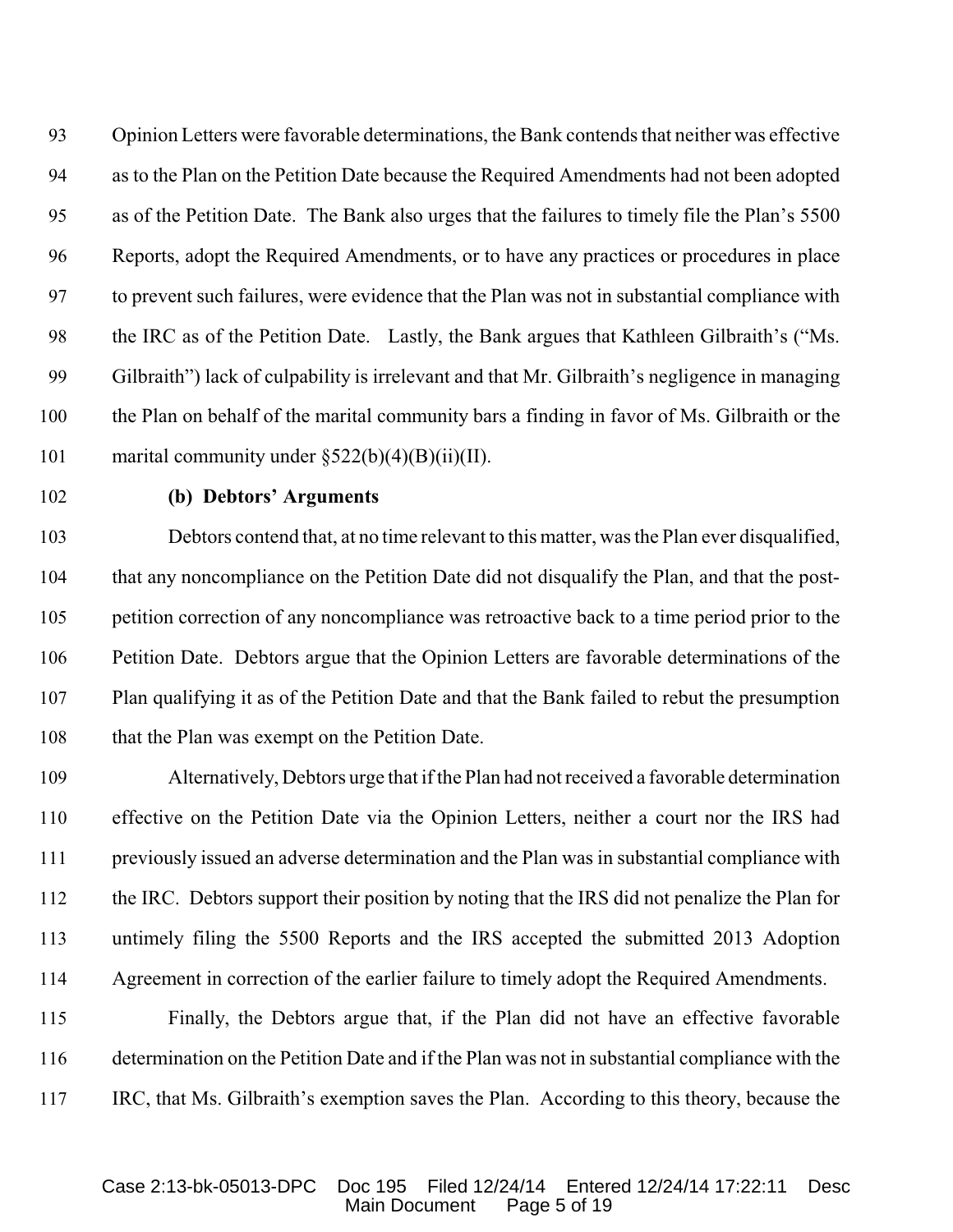Opinion Letters were favorable determinations, the Bank contends that neither was effective as to the Plan on the Petition Date because the Required Amendments had not been adopted as of the Petition Date. The Bank also urges that the failures to timely file the Plan's 5500 Reports, adopt the Required Amendments, or to have any practices or procedures in place to prevent such failures, were evidence that the Plan was not in substantial compliance with the IRC as of the Petition Date. Lastly, the Bank argues that Kathleen Gilbraith's ("Ms. Gilbraith") lack of culpability is irrelevant and that Mr. Gilbraith's negligence in managing the Plan on behalf of the marital community bars a finding in favor of Ms. Gilbraith or the marital community under §522(b)(4)(B)(ii)(II).

**(b) Debtors' Arguments**

Debtors contend that, at no time relevant to this matter, was the Plan ever disqualified, that any noncompliance on the Petition Date did not disqualify the Plan, and that the post-petition correction of any noncompliance was retroactive back to a time period prior to the Petition Date. Debtors argue that the Opinion Letters are favorable determinations of the Plan qualifying it as of the Petition Date and that the Bank failed to rebut the presumption that the Plan was exempt on the Petition Date.

Alternatively, Debtors urge that if the Plan had not received a favorable determination effective on the Petition Date via the Opinion Letters, neither a court nor the IRS had previously issued an adverse determination and the Plan was in substantial compliance with the IRC. Debtors support their position by noting that the IRS did not penalize the Plan for untimely filing the 5500 Reports and the IRS accepted the submitted 2013 Adoption Agreement in correction of the earlier failure to timely adopt the Required Amendments.

Finally, the Debtors argue that, if the Plan did not have an effective favorable determination on the Petition Date and if the Plan was not in substantial compliance with the IRC, that Ms. Gilbraith's exemption saves the Plan. According to this theory, because the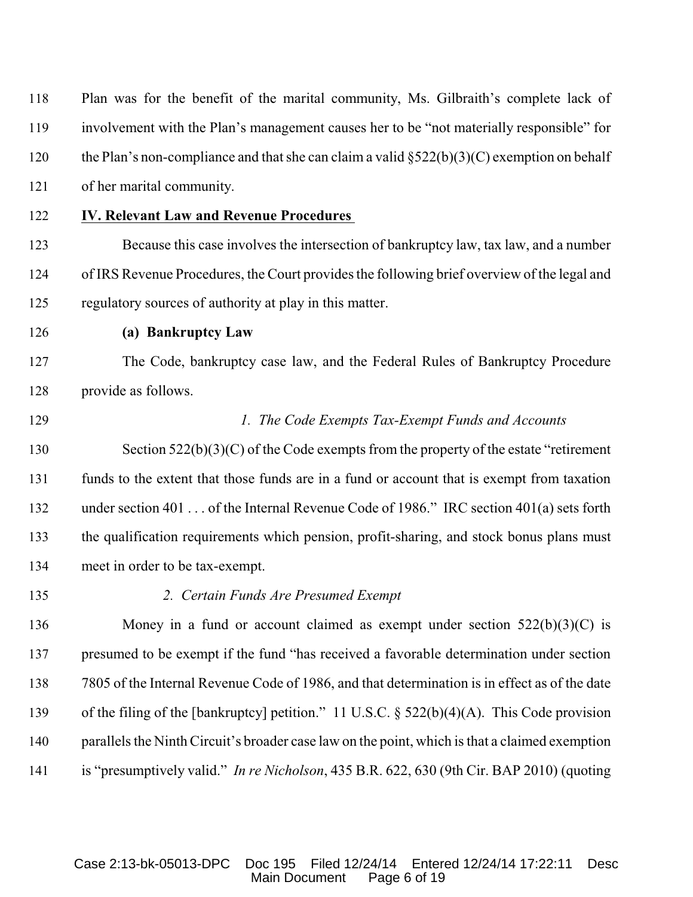Plan was for the benefit of the marital community, Ms. Gilbraith's complete lack of involvement with the Plan's management causes her to be "not materially responsible" for the Plan's non-compliance and that she can claim a valid §522(b)(3)(C) exemption on behalf of her marital community.

## IV. Relevant Law and Revenue Procedures

Because this case involves the intersection of bankruptcy law, tax law, and a number of IRS Revenue Procedures, the Court provides the following brief overview of the legal and regulatory sources of authority at play in this matter.

### (a) Bankruptcy Law

The Code, bankruptcy case law, and the Federal Rules of Bankruptcy Procedure provide as follows.

*1. The Code Exempts Tax-Exempt Funds and Accounts*

Section 522(b)(3)(C) of the Code exempts from the property of the estate "retirement funds to the extent that those funds are in a fund or account that is exempt from taxation under section 401 . . . of the Internal Revenue Code of 1986." IRC section 401(a) sets forth the qualification requirements which pension, profit-sharing, and stock bonus plans must meet in order to be tax-exempt.

*2. Certain Funds Are Presumed Exempt*

Money in a fund or account claimed as exempt under section 522(b)(3)(C) is presumed to be exempt if the fund "has received a favorable determination under section 7805 of the Internal Revenue Code of 1986, and that determination is in effect as of the date of the filing of the [bankruptcy] petition." 11 U.S.C. § 522(b)(4)(A). This Code provision parallels the Ninth Circuit's broader case law on the point, which is that a claimed exemption is "presumptively valid." *In re Nicholson*, 435 B.R. 622, 630 (9th Cir. BAP 2010) (quoting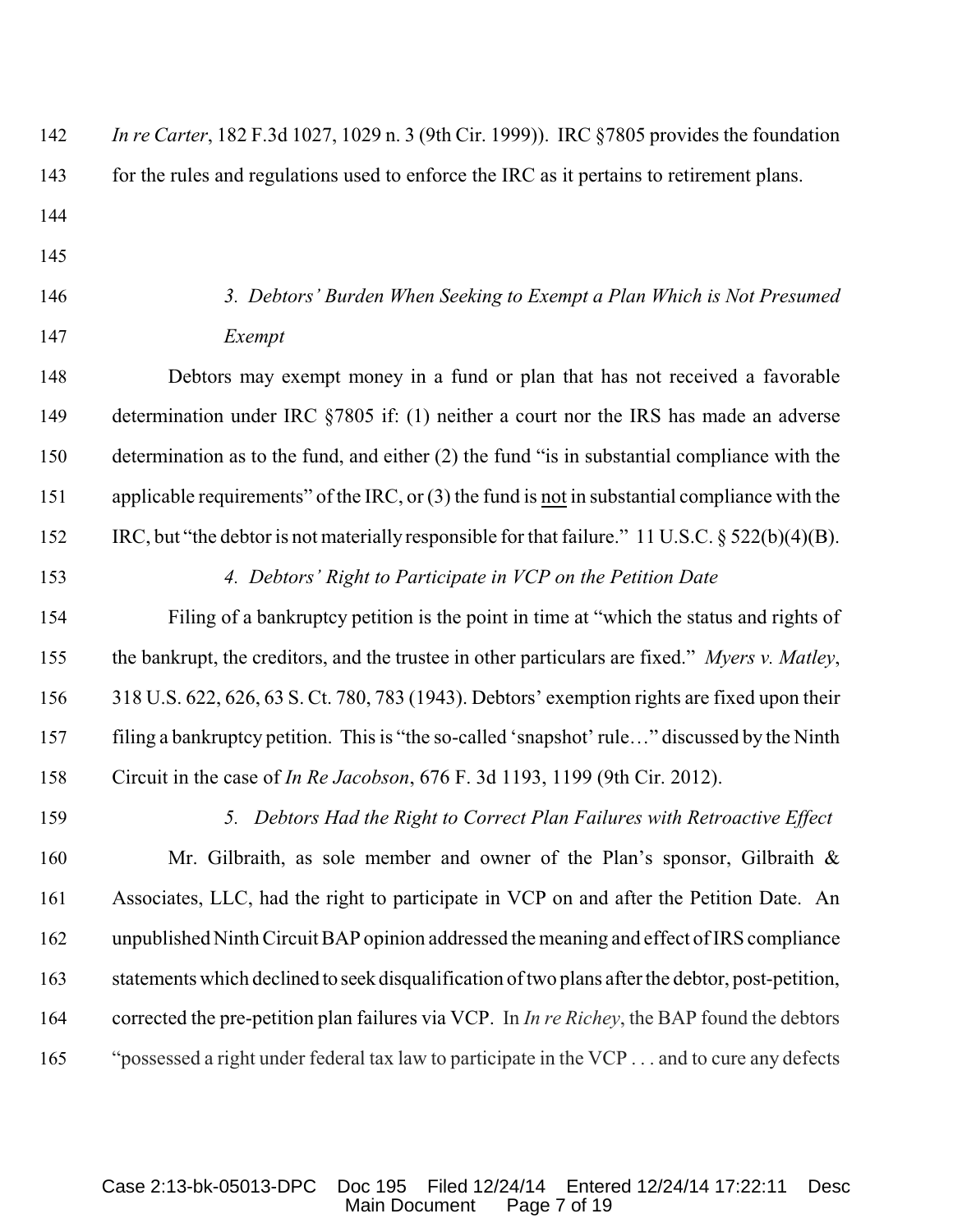*In re Carter*, 182 F.3d 1027, 1029 n. 3 (9th Cir. 1999)). IRC §7805 provides the foundation for the rules and regulations used to enforce the IRC as it pertains to retirement plans.

*3. Debtors' Burden When Seeking to Exempt a Plan Which is Not Presumed Exempt*

Debtors may exempt money in a fund or plan that has not received a favorable determination under IRC §7805 if: (1) neither a court nor the IRS has made an adverse determination as to the fund, and either (2) the fund "is in substantial compliance with the applicable requirements" of the IRC, or (3) the fund is not in substantial compliance with the IRC, but "the debtor is not materially responsible for that failure." 11 U.S.C. § 522(b)(4)(B).

*4. Debtors' Right to Participate in VCP on the Petition Date*

Filing of a bankruptcy petition is the point in time at "which the status and rights of the bankrupt, the creditors, and the trustee in other particulars are fixed." *Myers v. Matley*, 318 U.S. 622, 626, 63 S. Ct. 780, 783 (1943). Debtors' exemption rights are fixed upon their filing a bankruptcy petition. This is "the so-called 'snapshot' rule…" discussed by the Ninth Circuit in the case of *In Re Jacobson*, 676 F. 3d 1193, 1199 (9th Cir. 2012).

*5. Debtors Had the Right to Correct Plan Failures with Retroactive Effect*

Mr. Gilbraith, as sole member and owner of the Plan's sponsor, Gilbraith & Associates, LLC, had the right to participate in VCP on and after the Petition Date. An unpublished Ninth Circuit BAP opinion addressed the meaning and effect of IRS compliance statements which declined to seek disqualification of two plans after the debtor, post-petition, corrected the pre-petition plan failures via VCP. In *In re Richey*, the BAP found the debtors "possessed a right under federal tax law to participate in the VCP . . . and to cure any defects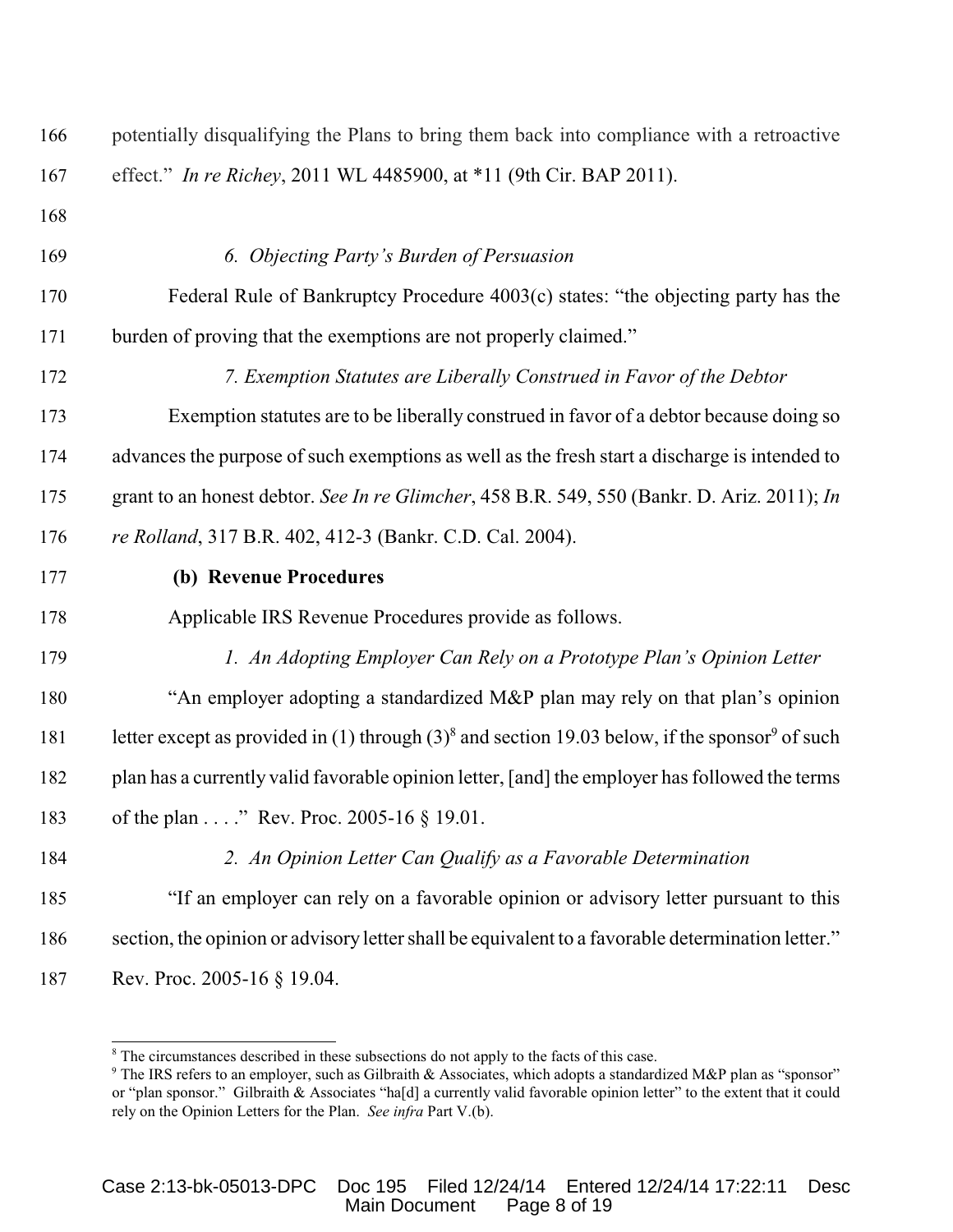potentially disqualifying the Plans to bring them back into compliance with a retroactive effect." *In re Richey*, 2011 WL 4485900, at *11 (9th Cir. BAP 2011).

*6. Objecting Party's Burden of Persuasion*

Federal Rule of Bankruptcy Procedure 4003(c) states: "the objecting party has the burden of proving that the exemptions are not properly claimed."

*7. Exemption Statutes are Liberally Construed in Favor of the Debtor*

Exemption statutes are to be liberally construed in favor of a debtor because doing so advances the purpose of such exemptions as well as the fresh start a discharge is intended to grant to an honest debtor. *See In re Glimcher*, 458 B.R. 549, 550 (Bankr. D. Ariz. 2011); *In re Rolland*, 317 B.R. 402, 412-3 (Bankr. C.D. Cal. 2004).

**(b) Revenue Procedures**

Applicable IRS Revenue Procedures provide as follows.

*1. An Adopting Employer Can Rely on a Prototype Plan's Opinion Letter*

"An employer adopting a standardized M&P plan may rely on that plan's opinion letter except as provided in (1) through (3)[8] and section 19.03 below, if the sponsor[9] of such plan has a currently valid favorable opinion letter, [and] the employer has followed the terms of the plan . . . ." Rev. Proc. 2005-16 § 19.01.

*2. An Opinion Letter Can Qualify as a Favorable Determination*

"If an employer can rely on a favorable opinion or advisory letter pursuant to this section, the opinion or advisory letter shall be equivalent to a favorable determination letter." Rev. Proc. 2005-16 § 19.04.

---

[8] The circumstances described in these subsections do not apply to the facts of this case.

[9] The IRS refers to an employer, such as Gilbraith & Associates, which adopts a standardized M&P plan as "sponsor" or "plan sponsor." Gilbraith & Associates "ha[d] a currently valid favorable opinion letter" to the extent that it could rely on the Opinion Letters for the Plan. *See infra* Part V.(b).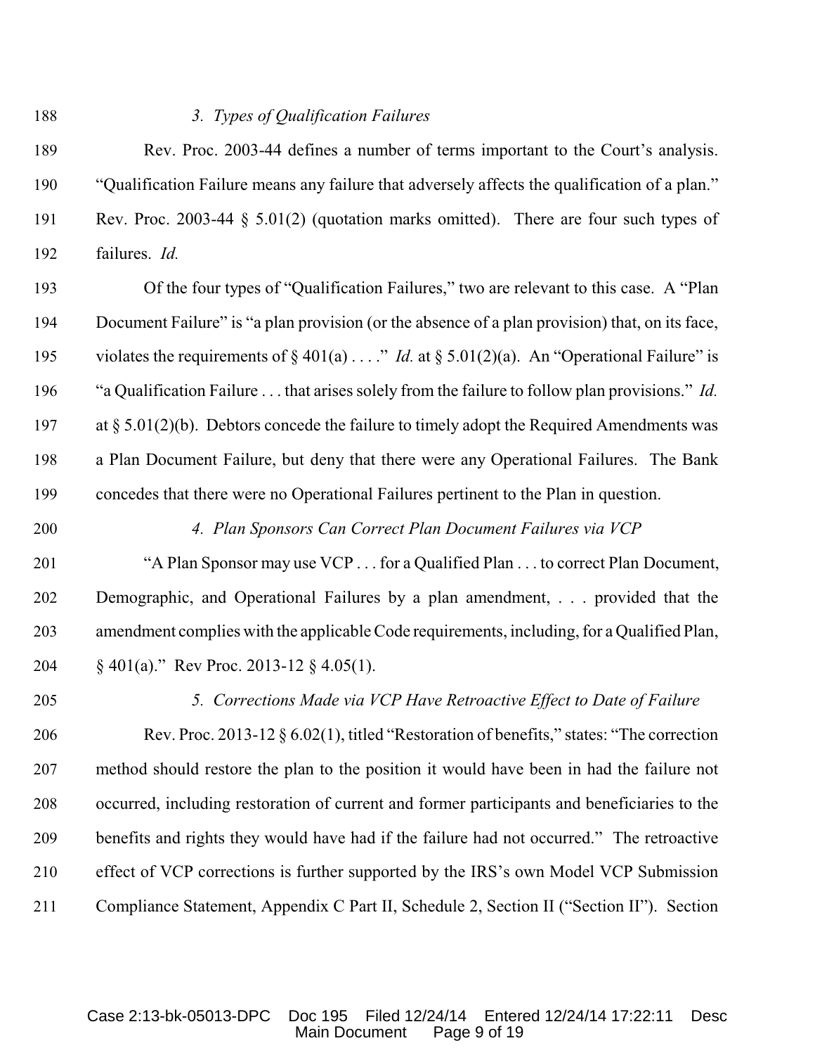### *3. Types of Qualification Failures*

Rev. Proc. 2003-44 defines a number of terms important to the Court's analysis. "Qualification Failure means any failure that adversely affects the qualification of a plan." Rev. Proc. 2003-44 § 5.01(2) (quotation marks omitted). There are four such types of failures. *Id.*

Of the four types of "Qualification Failures," two are relevant to this case. A "Plan Document Failure" is "a plan provision (or the absence of a plan provision) that, on its face, violates the requirements of § 401(a) . . . ." *Id.* at § 5.01(2)(a). An "Operational Failure" is "a Qualification Failure . . . that arises solely from the failure to follow plan provisions." *Id.* at § 5.01(2)(b). Debtors concede the failure to timely adopt the Required Amendments was a Plan Document Failure, but deny that there were any Operational Failures. The Bank concedes that there were no Operational Failures pertinent to the Plan in question.

### *4. Plan Sponsors Can Correct Plan Document Failures via VCP*

"A Plan Sponsor may use VCP . . . for a Qualified Plan . . . to correct Plan Document, Demographic, and Operational Failures by a plan amendment, . . . provided that the amendment complies with the applicable Code requirements, including, for a Qualified Plan, § 401(a)." Rev Proc. 2013-12 § 4.05(1).

### *5. Corrections Made via VCP Have Retroactive Effect to Date of Failure*

Rev. Proc. 2013-12 § 6.02(1), titled "Restoration of benefits," states: "The correction method should restore the plan to the position it would have been in had the failure not occurred, including restoration of current and former participants and beneficiaries to the benefits and rights they would have had if the failure had not occurred." The retroactive effect of VCP corrections is further supported by the IRS's own Model VCP Submission Compliance Statement, Appendix C Part II, Schedule 2, Section II ("Section II"). Section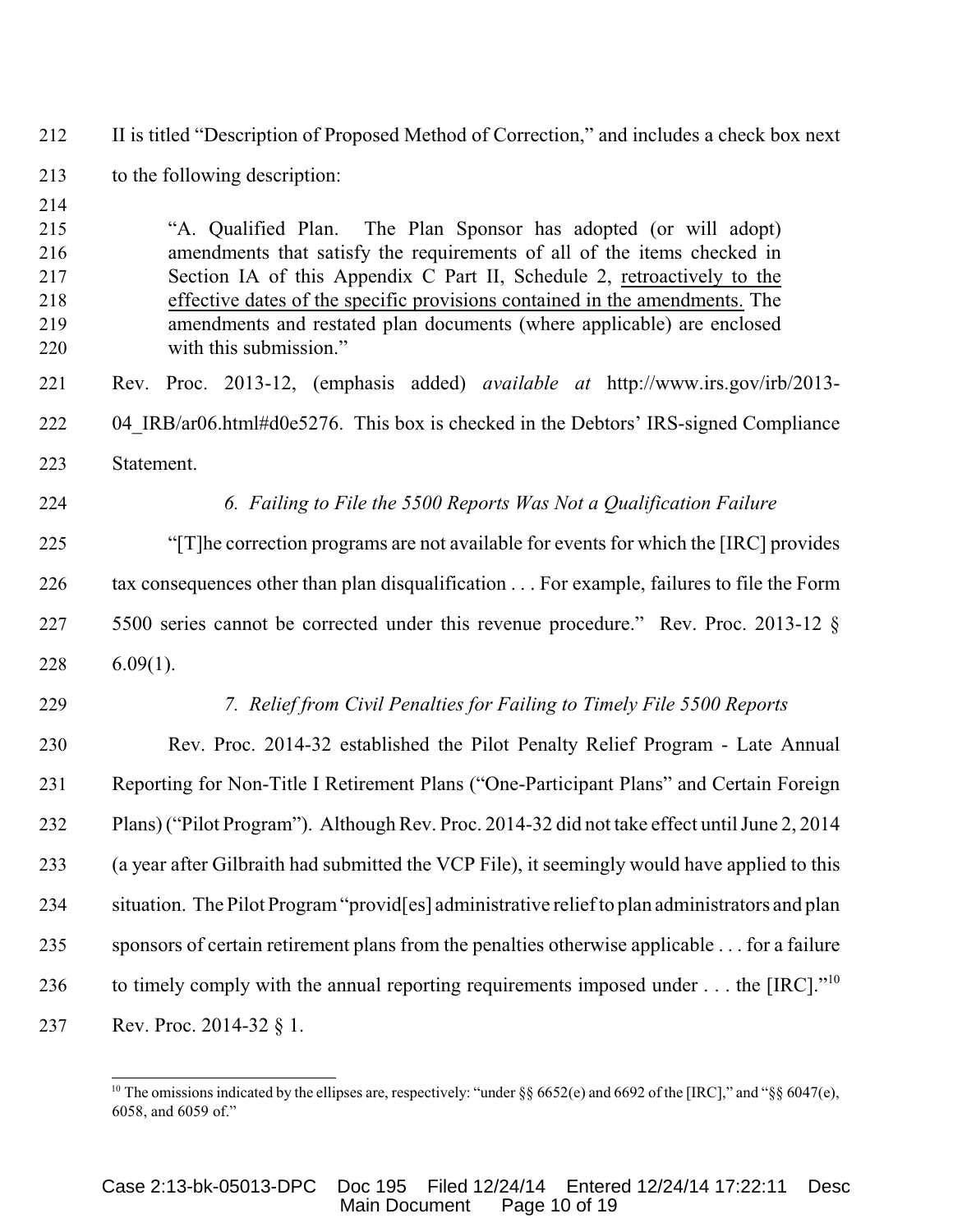II is titled "Description of Proposed Method of Correction," and includes a check box next to the following description:

> "A. Qualified Plan. The Plan Sponsor has adopted (or will adopt) amendments that satisfy the requirements of all of the items checked in Section IA of this Appendix C Part II, Schedule 2, <u>retroactively to the effective dates of the specific provisions contained in the amendments.</u> The amendments and restated plan documents (where applicable) are enclosed with this submission."

Rev. Proc. 2013-12, (emphasis added) *available at* http://www.irs.gov/irb/2013-04_IRB/ar06.html#d0e5276. This box is checked in the Debtors' IRS-signed Compliance Statement.

*6. Failing to File the 5500 Reports Was Not a Qualification Failure*

"[T]he correction programs are not available for events for which the [IRC] provides tax consequences other than plan disqualification . . . For example, failures to file the Form 5500 series cannot be corrected under this revenue procedure." Rev. Proc. 2013-12 § 6.09(1).

*7. Relief from Civil Penalties for Failing to Timely File 5500 Reports*

Rev. Proc. 2014-32 established the Pilot Penalty Relief Program - Late Annual Reporting for Non-Title I Retirement Plans ("One-Participant Plans" and Certain Foreign Plans) ("Pilot Program"). Although Rev. Proc. 2014-32 did not take effect until June 2, 2014 (a year after Gilbraith had submitted the VCP File), it seemingly would have applied to this situation. The Pilot Program "provid[es] administrative relief to plan administrators and plan sponsors of certain retirement plans from the penalties otherwise applicable . . . for a failure to timely comply with the annual reporting requirements imposed under . . . the [IRC]."[10] Rev. Proc. 2014-32 § 1.

---

[10] The omissions indicated by the ellipses are, respectively: "under §§ 6652(e) and 6692 of the [IRC]," and "§§ 6047(e), 6058, and 6059 of."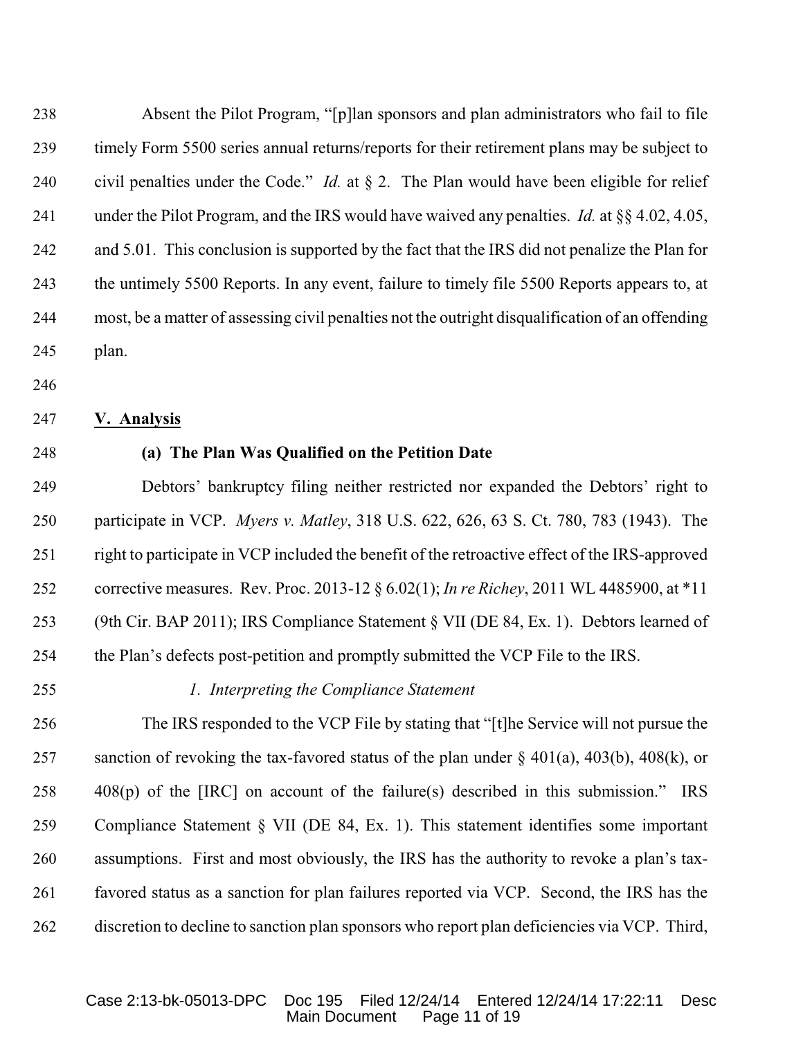Absent the Pilot Program, "[p]lan sponsors and plan administrators who fail to file timely Form 5500 series annual returns/reports for their retirement plans may be subject to civil penalties under the Code." *Id.* at § 2. The Plan would have been eligible for relief under the Pilot Program, and the IRS would have waived any penalties. *Id.* at §§ 4.02, 4.05, and 5.01. This conclusion is supported by the fact that the IRS did not penalize the Plan for the untimely 5500 Reports. In any event, failure to timely file 5500 Reports appears to, at most, be a matter of assessing civil penalties not the outright disqualification of an offending plan.

## V. Analysis

### (a) The Plan Was Qualified on the Petition Date

Debtors' bankruptcy filing neither restricted nor expanded the Debtors' right to participate in VCP. *Myers v. Matley*, 318 U.S. 622, 626, 63 S. Ct. 780, 783 (1943). The right to participate in VCP included the benefit of the retroactive effect of the IRS-approved corrective measures. Rev. Proc. 2013-12 § 6.02(1); *In re Richey*, 2011 WL 4485900, at *11 (9th Cir. BAP 2011); IRS Compliance Statement § VII (DE 84, Ex. 1). Debtors learned of the Plan's defects post-petition and promptly submitted the VCP File to the IRS.

#### *1. Interpreting the Compliance Statement*

The IRS responded to the VCP File by stating that "[t]he Service will not pursue the sanction of revoking the tax-favored status of the plan under § 401(a), 403(b), 408(k), or 408(p) of the [IRC] on account of the failure(s) described in this submission." IRS Compliance Statement § VII (DE 84, Ex. 1). This statement identifies some important assumptions. First and most obviously, the IRS has the authority to revoke a plan's tax-favored status as a sanction for plan failures reported via VCP. Second, the IRS has the discretion to decline to sanction plan sponsors who report plan deficiencies via VCP. Third,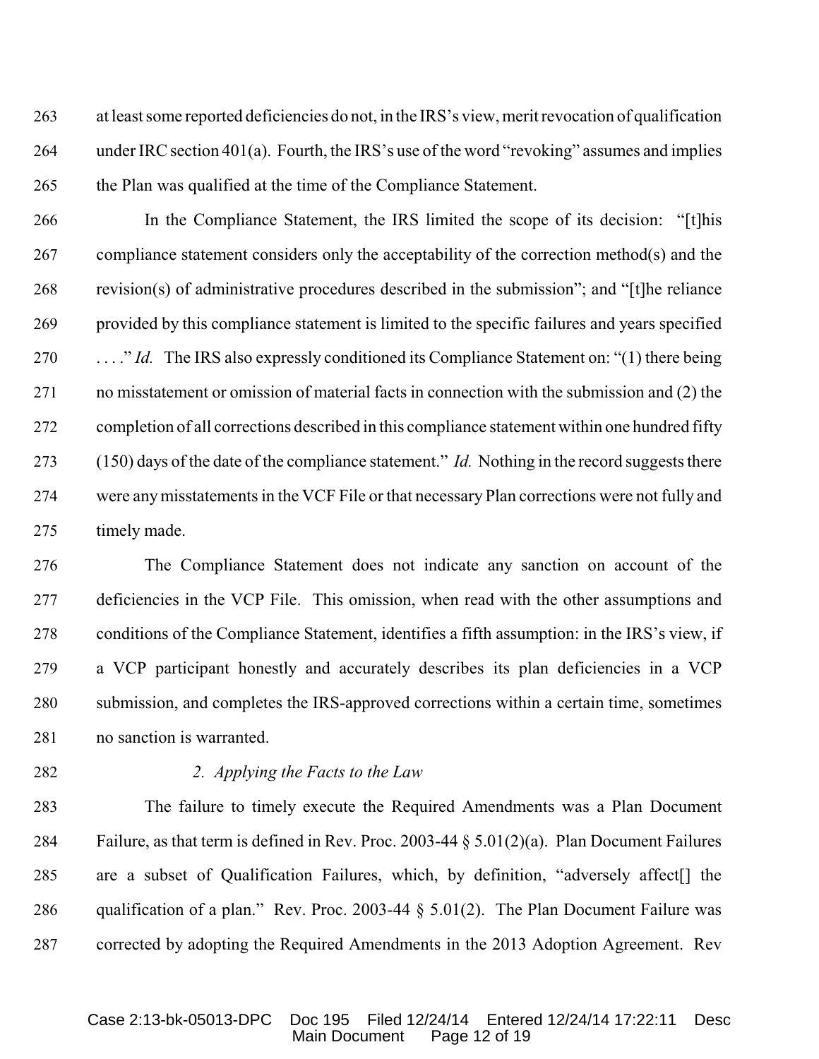at least some reported deficiencies do not, in the IRS's view, merit revocation of qualification under IRC section 401(a). Fourth, the IRS's use of the word "revoking" assumes and implies the Plan was qualified at the time of the Compliance Statement.

In the Compliance Statement, the IRS limited the scope of its decision: "[t]his compliance statement considers only the acceptability of the correction method(s) and the revision(s) of administrative procedures described in the submission"; and "[t]he reliance provided by this compliance statement is limited to the specific failures and years specified . . . ." *Id.* The IRS also expressly conditioned its Compliance Statement on: "(1) there being no misstatement or omission of material facts in connection with the submission and (2) the completion of all corrections described in this compliance statement within one hundred fifty (150) days of the date of the compliance statement." *Id.* Nothing in the record suggests there were any misstatements in the VCF File or that necessary Plan corrections were not fully and timely made.

The Compliance Statement does not indicate any sanction on account of the deficiencies in the VCP File. This omission, when read with the other assumptions and conditions of the Compliance Statement, identifies a fifth assumption: in the IRS's view, if a VCP participant honestly and accurately describes its plan deficiencies in a VCP submission, and completes the IRS-approved corrections within a certain time, sometimes no sanction is warranted.

*2. Applying the Facts to the Law*

The failure to timely execute the Required Amendments was a Plan Document Failure, as that term is defined in Rev. Proc. 2003-44 § 5.01(2)(a). Plan Document Failures are a subset of Qualification Failures, which, by definition, "adversely affect[] the qualification of a plan." Rev. Proc. 2003-44 § 5.01(2). The Plan Document Failure was corrected by adopting the Required Amendments in the 2013 Adoption Agreement. Rev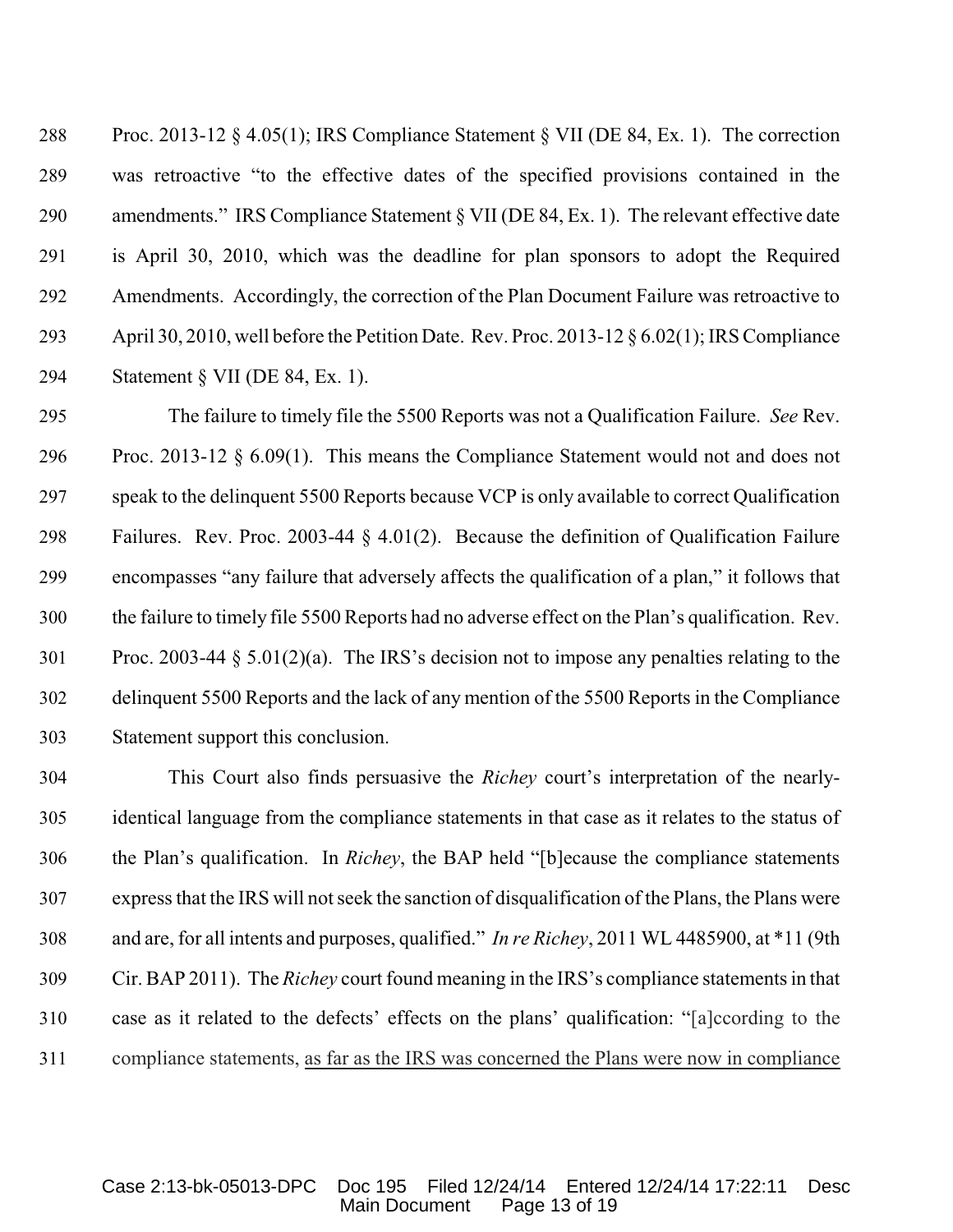Proc. 2013-12 § 4.05(1); IRS Compliance Statement § VII (DE 84, Ex. 1). The correction was retroactive "to the effective dates of the specified provisions contained in the amendments." IRS Compliance Statement § VII (DE 84, Ex. 1). The relevant effective date is April 30, 2010, which was the deadline for plan sponsors to adopt the Required Amendments. Accordingly, the correction of the Plan Document Failure was retroactive to April 30, 2010, well before the Petition Date. Rev. Proc. 2013-12 § 6.02(1); IRS Compliance Statement § VII (DE 84, Ex. 1).

The failure to timely file the 5500 Reports was not a Qualification Failure. *See* Rev. Proc. 2013-12 § 6.09(1). This means the Compliance Statement would not and does not speak to the delinquent 5500 Reports because VCP is only available to correct Qualification Failures. Rev. Proc. 2003-44 § 4.01(2). Because the definition of Qualification Failure encompasses "any failure that adversely affects the qualification of a plan," it follows that the failure to timely file 5500 Reports had no adverse effect on the Plan's qualification. Rev. Proc. 2003-44 § 5.01(2)(a). The IRS's decision not to impose any penalties relating to the delinquent 5500 Reports and the lack of any mention of the 5500 Reports in the Compliance Statement support this conclusion.

This Court also finds persuasive the *Richey* court's interpretation of the nearly-identical language from the compliance statements in that case as it relates to the status of the Plan's qualification. In *Richey*, the BAP held "[b]ecause the compliance statements express that the IRS will not seek the sanction of disqualification of the Plans, the Plans were and are, for all intents and purposes, qualified." *In re Richey*, 2011 WL 4485900, at *11 (9th Cir. BAP 2011). The *Richey* court found meaning in the IRS's compliance statements in that case as it related to the defects' effects on the plans' qualification: "[a]ccording to the compliance statements, <u>as far as the IRS was concerned the Plans were now in compliance</u>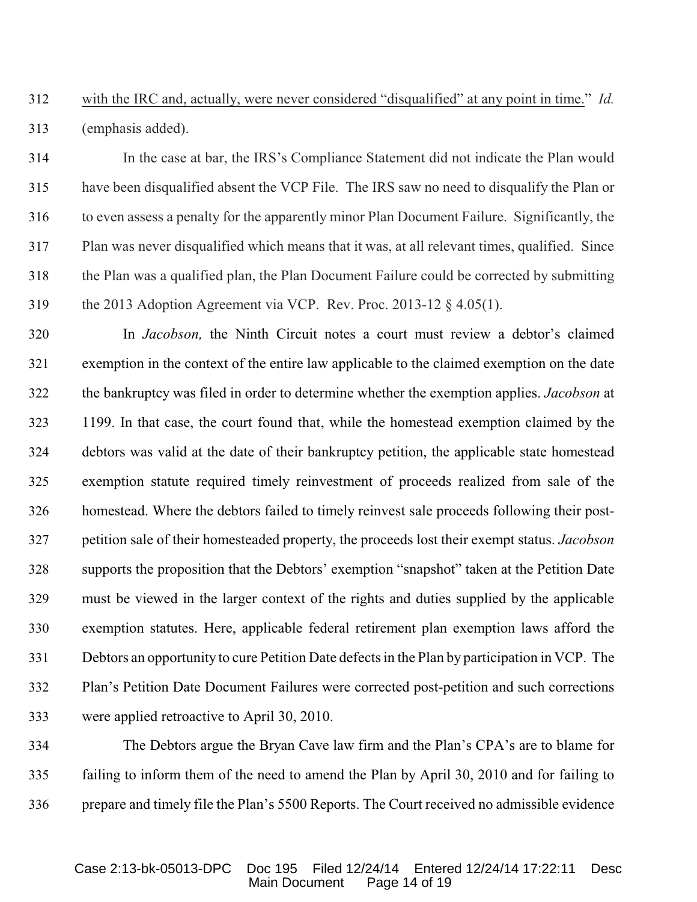with the IRC and, actually, were never considered "disqualified" at any point in time." *Id.* (emphasis added).

In the case at bar, the IRS's Compliance Statement did not indicate the Plan would have been disqualified absent the VCP File. The IRS saw no need to disqualify the Plan or to even assess a penalty for the apparently minor Plan Document Failure. Significantly, the Plan was never disqualified which means that it was, at all relevant times, qualified. Since the Plan was a qualified plan, the Plan Document Failure could be corrected by submitting the 2013 Adoption Agreement via VCP. Rev. Proc. 2013-12 § 4.05(1).

In *Jacobson,* the Ninth Circuit notes a court must review a debtor's claimed exemption in the context of the entire law applicable to the claimed exemption on the date the bankruptcy was filed in order to determine whether the exemption applies. *Jacobson* at 1199. In that case, the court found that, while the homestead exemption claimed by the debtors was valid at the date of their bankruptcy petition, the applicable state homestead exemption statute required timely reinvestment of proceeds realized from sale of the homestead. Where the debtors failed to timely reinvest sale proceeds following their post-petition sale of their homesteaded property, the proceeds lost their exempt status. *Jacobson* supports the proposition that the Debtors' exemption "snapshot" taken at the Petition Date must be viewed in the larger context of the rights and duties supplied by the applicable exemption statutes. Here, applicable federal retirement plan exemption laws afford the Debtors an opportunity to cure Petition Date defects in the Plan by participation in VCP. The Plan's Petition Date Document Failures were corrected post-petition and such corrections were applied retroactive to April 30, 2010.

The Debtors argue the Bryan Cave law firm and the Plan's CPA's are to blame for failing to inform them of the need to amend the Plan by April 30, 2010 and for failing to prepare and timely file the Plan's 5500 Reports. The Court received no admissible evidence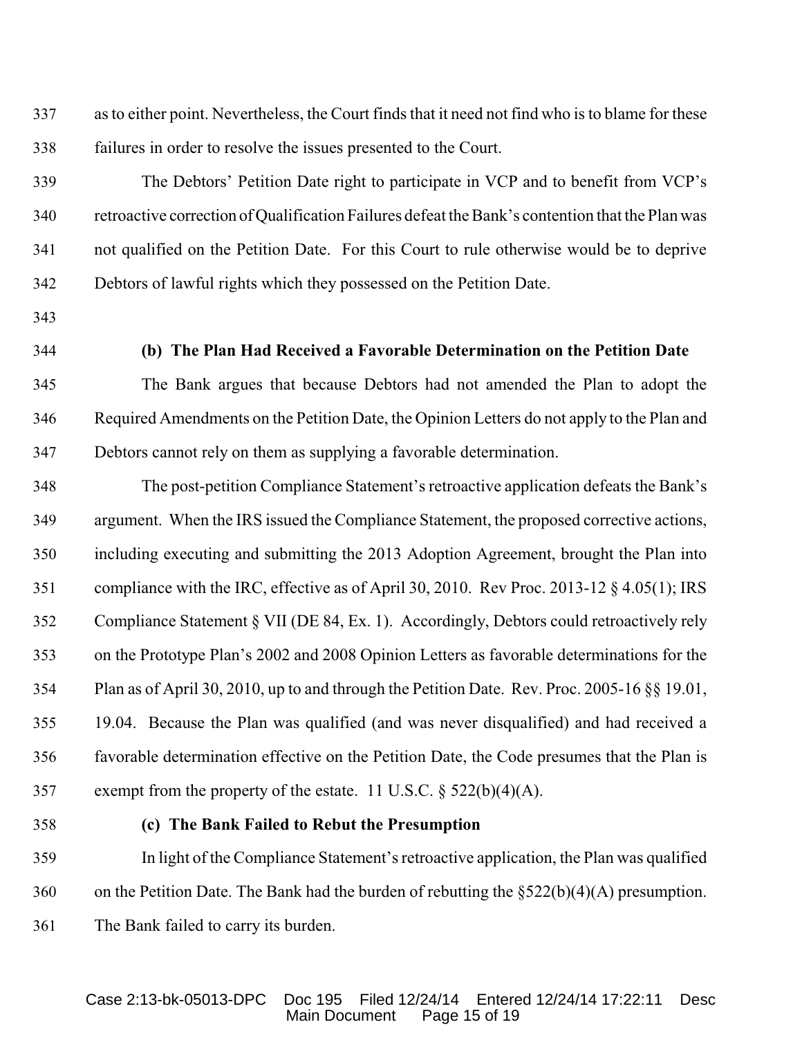as to either point. Nevertheless, the Court finds that it need not find who is to blame for these failures in order to resolve the issues presented to the Court.

The Debtors' Petition Date right to participate in VCP and to benefit from VCP's retroactive correction of Qualification Failures defeat the Bank's contention that the Plan was not qualified on the Petition Date. For this Court to rule otherwise would be to deprive Debtors of lawful rights which they possessed on the Petition Date.

**(b) The Plan Had Received a Favorable Determination on the Petition Date**

The Bank argues that because Debtors had not amended the Plan to adopt the Required Amendments on the Petition Date, the Opinion Letters do not apply to the Plan and Debtors cannot rely on them as supplying a favorable determination.

The post-petition Compliance Statement's retroactive application defeats the Bank's argument. When the IRS issued the Compliance Statement, the proposed corrective actions, including executing and submitting the 2013 Adoption Agreement, brought the Plan into compliance with the IRC, effective as of April 30, 2010. Rev Proc. 2013-12 § 4.05(1); IRS Compliance Statement § VII (DE 84, Ex. 1). Accordingly, Debtors could retroactively rely on the Prototype Plan's 2002 and 2008 Opinion Letters as favorable determinations for the Plan as of April 30, 2010, up to and through the Petition Date. Rev. Proc. 2005-16 §§ 19.01, 19.04. Because the Plan was qualified (and was never disqualified) and had received a favorable determination effective on the Petition Date, the Code presumes that the Plan is exempt from the property of the estate. 11 U.S.C. § 522(b)(4)(A).

**(c) The Bank Failed to Rebut the Presumption**

In light of the Compliance Statement's retroactive application, the Plan was qualified on the Petition Date. The Bank had the burden of rebutting the §522(b)(4)(A) presumption. The Bank failed to carry its burden.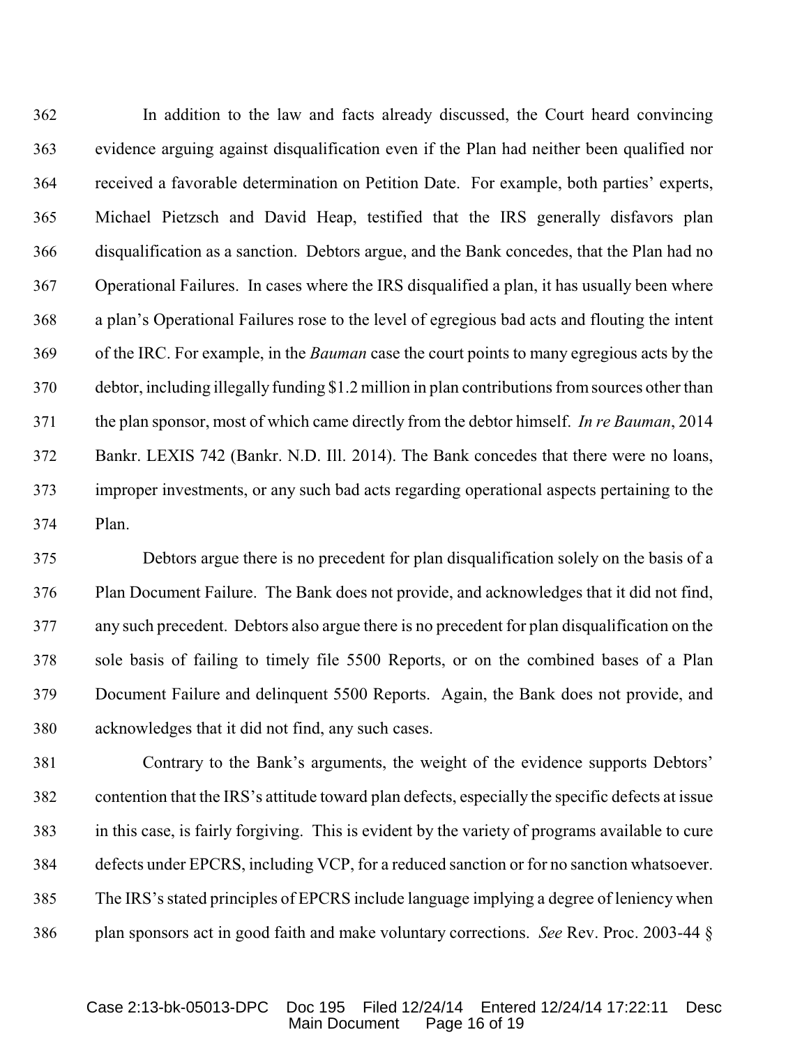In addition to the law and facts already discussed, the Court heard convincing evidence arguing against disqualification even if the Plan had neither been qualified nor received a favorable determination on Petition Date. For example, both parties' experts, Michael Pietzsch and David Heap, testified that the IRS generally disfavors plan disqualification as a sanction. Debtors argue, and the Bank concedes, that the Plan had no Operational Failures. In cases where the IRS disqualified a plan, it has usually been where a plan's Operational Failures rose to the level of egregious bad acts and flouting the intent of the IRC. For example, in the *Bauman* case the court points to many egregious acts by the debtor, including illegally funding $1.2 million in plan contributions from sources other than the plan sponsor, most of which came directly from the debtor himself. *In re Bauman*, 2014 Bankr. LEXIS 742 (Bankr. N.D. Ill. 2014). The Bank concedes that there were no loans, improper investments, or any such bad acts regarding operational aspects pertaining to the Plan.

Debtors argue there is no precedent for plan disqualification solely on the basis of a Plan Document Failure. The Bank does not provide, and acknowledges that it did not find, any such precedent. Debtors also argue there is no precedent for plan disqualification on the sole basis of failing to timely file 5500 Reports, or on the combined bases of a Plan Document Failure and delinquent 5500 Reports. Again, the Bank does not provide, and acknowledges that it did not find, any such cases.

Contrary to the Bank's arguments, the weight of the evidence supports Debtors' contention that the IRS's attitude toward plan defects, especially the specific defects at issue in this case, is fairly forgiving. This is evident by the variety of programs available to cure defects under EPCRS, including VCP, for a reduced sanction or for no sanction whatsoever. The IRS's stated principles of EPCRS include language implying a degree of leniency when plan sponsors act in good faith and make voluntary corrections. *See* Rev. Proc. 2003-44 §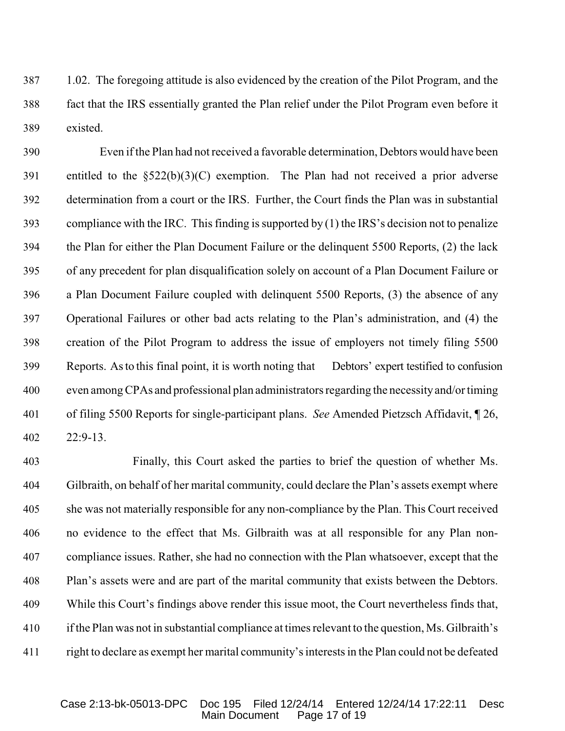1.02. The foregoing attitude is also evidenced by the creation of the Pilot Program, and the fact that the IRS essentially granted the Plan relief under the Pilot Program even before it existed.

Even if the Plan had not received a favorable determination, Debtors would have been entitled to the §522(b)(3)(C) exemption. The Plan had not received a prior adverse determination from a court or the IRS. Further, the Court finds the Plan was in substantial compliance with the IRC. This finding is supported by (1) the IRS's decision not to penalize the Plan for either the Plan Document Failure or the delinquent 5500 Reports, (2) the lack of any precedent for plan disqualification solely on account of a Plan Document Failure or a Plan Document Failure coupled with delinquent 5500 Reports, (3) the absence of any Operational Failures or other bad acts relating to the Plan's administration, and (4) the creation of the Pilot Program to address the issue of employers not timely filing 5500 Reports. As to this final point, it is worth noting that Debtors' expert testified to confusion even among CPAs and professional plan administrators regarding the necessity and/or timing of filing 5500 Reports for single-participant plans. *See* Amended Pietzsch Affidavit, ¶ 26, 22:9-13.

Finally, this Court asked the parties to brief the question of whether Ms. Gilbraith, on behalf of her marital community, could declare the Plan's assets exempt where she was not materially responsible for any non-compliance by the Plan. This Court received no evidence to the effect that Ms. Gilbraith was at all responsible for any Plan non-compliance issues. Rather, she had no connection with the Plan whatsoever, except that the Plan's assets were and are part of the marital community that exists between the Debtors. While this Court's findings above render this issue moot, the Court nevertheless finds that, if the Plan was not in substantial compliance at times relevant to the question, Ms. Gilbraith's right to declare as exempt her marital community's interests in the Plan could not be defeated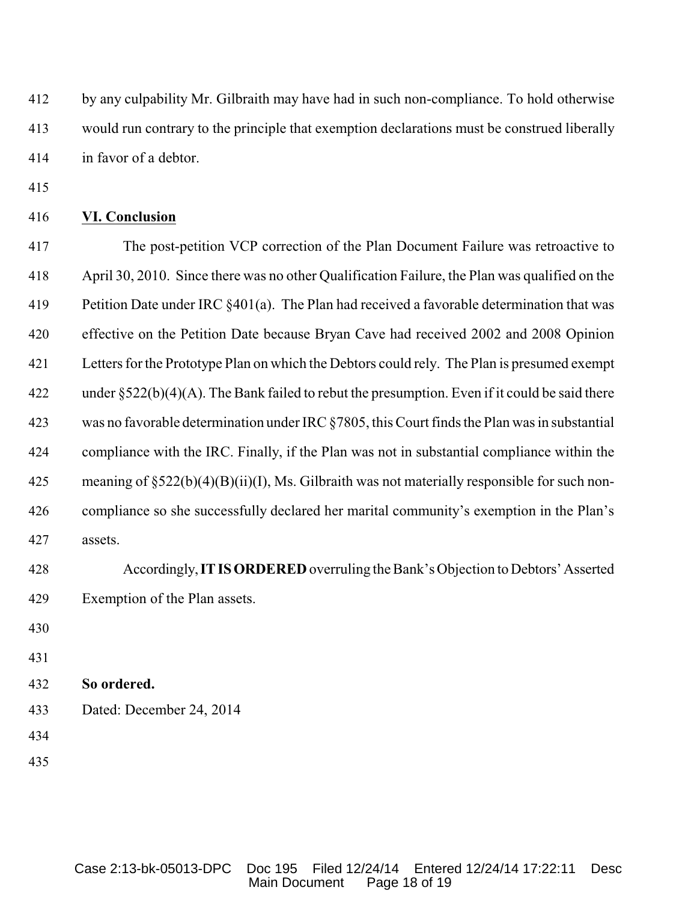by any culpability Mr. Gilbraith may have had in such non-compliance. To hold otherwise would run contrary to the principle that exemption declarations must be construed liberally in favor of a debtor.

## **VI. Conclusion**

The post-petition VCP correction of the Plan Document Failure was retroactive to April 30, 2010. Since there was no other Qualification Failure, the Plan was qualified on the Petition Date under IRC §401(a). The Plan had received a favorable determination that was effective on the Petition Date because Bryan Cave had received 2002 and 2008 Opinion Letters for the Prototype Plan on which the Debtors could rely. The Plan is presumed exempt under §522(b)(4)(A). The Bank failed to rebut the presumption. Even if it could be said there was no favorable determination under IRC §7805, this Court finds the Plan was in substantial compliance with the IRC. Finally, if the Plan was not in substantial compliance within the meaning of §522(b)(4)(B)(ii)(I), Ms. Gilbraith was not materially responsible for such non-compliance so she successfully declared her marital community's exemption in the Plan's assets.

Accordingly, **IT IS ORDERED** overruling the Bank's Objection to Debtors' Asserted Exemption of the Plan assets.

**So ordered.**

Dated: December 24, 2014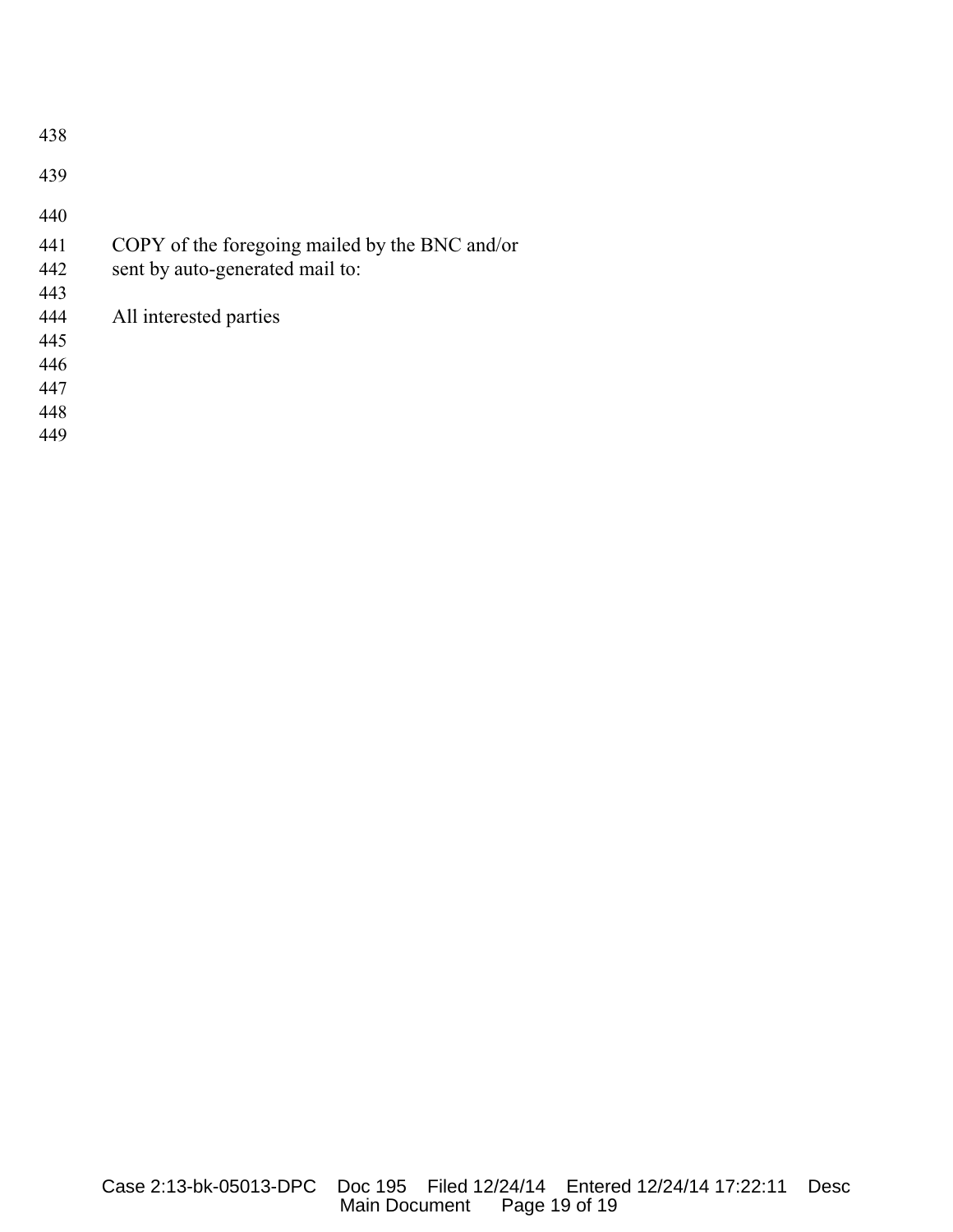COPY of the foregoing mailed by the BNC and/or
sent by auto-generated mail to:

All interested parties